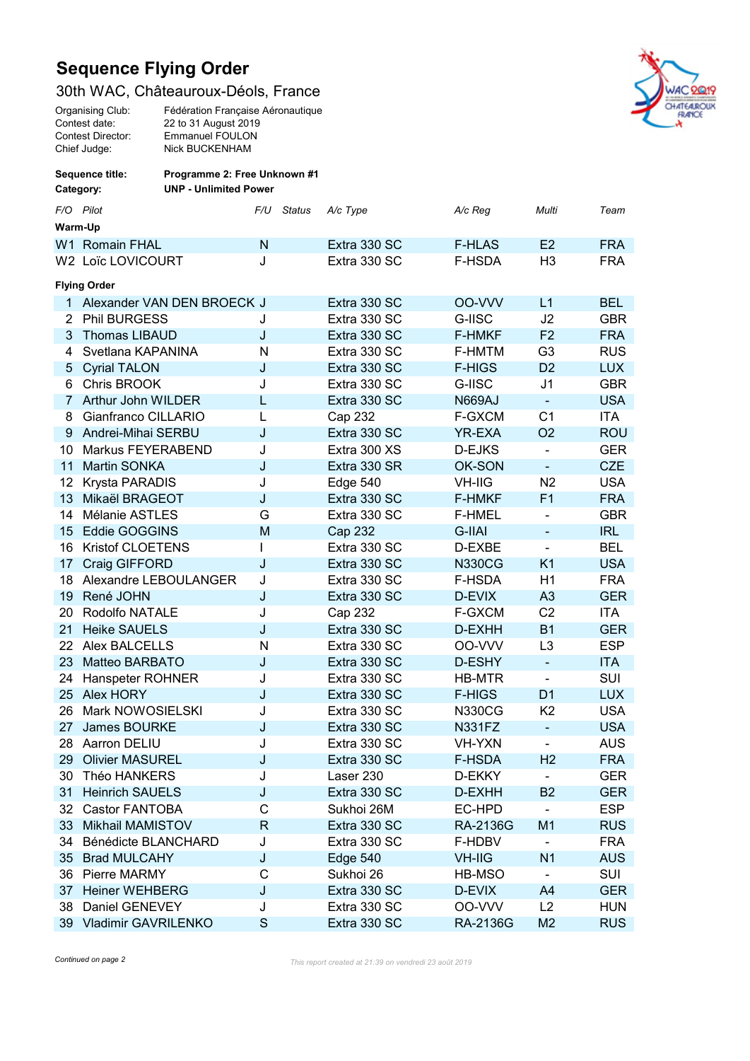# Sequence Flying Order

## 30th WAC, Châteauroux-Déols, France

Organising Club: Fédération Française Aéronautique
Contest date: 22 to 31 August 2019
Contest Director: Emmanuel FOULON
Chief Judge: Nick BUCKENHAM

**Sequence title:** **Programme 2: Free Unknown #1**
**Category:** **UNP - Unlimited Power**

| *F/O* | *Pilot* | *F/U* | *Status* | *A/c Type* | *A/c Reg* | *Multi* | *Team* |
|---|---|---|---|---|---|---|---|
| **Warm-Up** | | | | | | | |
| W1 | Romain FHAL | N | | Extra 330 SC | F-HLAS | E2 | FRA |
| W2 | Loïc LOVICOURT | J | | Extra 330 SC | F-HSDA | H3 | FRA |
| **Flying Order** | | | | | | | |
| 1 | Alexander VAN DEN BROECK | J | | Extra 330 SC | OO-VVV | L1 | BEL |
| 2 | Phil BURGESS | J | | Extra 330 SC | G-IISC | J2 | GBR |
| 3 | Thomas LIBAUD | J | | Extra 330 SC | F-HMKF | F2 | FRA |
| 4 | Svetlana KAPANINA | N | | Extra 330 SC | F-HMTM | G3 | RUS |
| 5 | Cyrial TALON | J | | Extra 330 SC | F-HIGS | D2 | LUX |
| 6 | Chris BROOK | J | | Extra 330 SC | G-IISC | J1 | GBR |
| 7 | Arthur John WILDER | L | | Extra 330 SC | N669AJ | - | USA |
| 8 | Gianfranco CILLARIO | L | | Cap 232 | F-GXCM | C1 | ITA |
| 9 | Andrei-Mihai SERBU | J | | Extra 330 SC | YR-EXA | O2 | ROU |
| 10 | Markus FEYERABEND | J | | Extra 300 XS | D-EJKS | - | GER |
| 11 | Martin SONKA | J | | Extra 330 SR | OK-SON | - | CZE |
| 12 | Krysta PARADIS | J | | Edge 540 | VH-IIG | N2 | USA |
| 13 | Mikaël BRAGEOT | J | | Extra 330 SC | F-HMKF | F1 | FRA |
| 14 | Mélanie ASTLES | G | | Extra 330 SC | F-HMEL | - | GBR |
| 15 | Eddie GOGGINS | M | | Cap 232 | G-IIAI | - | IRL |
| 16 | Kristof CLOETENS | I | | Extra 330 SC | D-EXBE | - | BEL |
| 17 | Craig GIFFORD | J | | Extra 330 SC | N330CG | K1 | USA |
| 18 | Alexandre LEBOULANGER | J | | Extra 330 SC | F-HSDA | H1 | FRA |
| 19 | René JOHN | J | | Extra 330 SC | D-EVIX | A3 | GER |
| 20 | Rodolfo NATALE | J | | Cap 232 | F-GXCM | C2 | ITA |
| 21 | Heike SAUELS | J | | Extra 330 SC | D-EXHH | B1 | GER |
| 22 | Alex BALCELLS | N | | Extra 330 SC | OO-VVV | L3 | ESP |
| 23 | Matteo BARBATO | J | | Extra 330 SC | D-ESHY | - | ITA |
| 24 | Hanspeter ROHNER | J | | Extra 330 SC | HB-MTR | - | SUI |
| 25 | Alex HORY | J | | Extra 330 SC | F-HIGS | D1 | LUX |
| 26 | Mark NOWOSIELSKI | J | | Extra 330 SC | N330CG | K2 | USA |
| 27 | James BOURKE | J | | Extra 330 SC | N331FZ | - | USA |
| 28 | Aarron DELIU | J | | Extra 330 SC | VH-YXN | - | AUS |
| 29 | Olivier MASUREL | J | | Extra 330 SC | F-HSDA | H2 | FRA |
| 30 | Théo HANKERS | J | | Laser 230 | D-EKKY | - | GER |
| 31 | Heinrich SAUELS | J | | Extra 330 SC | D-EXHH | B2 | GER |
| 32 | Castor FANTOBA | C | | Sukhoi 26M | EC-HPD | - | ESP |
| 33 | Mikhail MAMISTOV | R | | Extra 330 SC | RA-2136G | M1 | RUS |
| 34 | Bénédicte BLANCHARD | J | | Extra 330 SC | F-HDBV | - | FRA |
| 35 | Brad MULCAHY | J | | Edge 540 | VH-IIG | N1 | AUS |
| 36 | Pierre MARMY | C | | Sukhoi 26 | HB-MSO | - | SUI |
| 37 | Heiner WEHBERG | J | | Extra 330 SC | D-EVIX | A4 | GER |
| 38 | Daniel GENEVEY | J | | Extra 330 SC | OO-VVV | L2 | HUN |
| 39 | Vladimir GAVRILENKO | S | | Extra 330 SC | RA-2136G | M2 | RUS |

*Continued on page 2*

*This report created at 21:39 on vendredi 23 août 2019*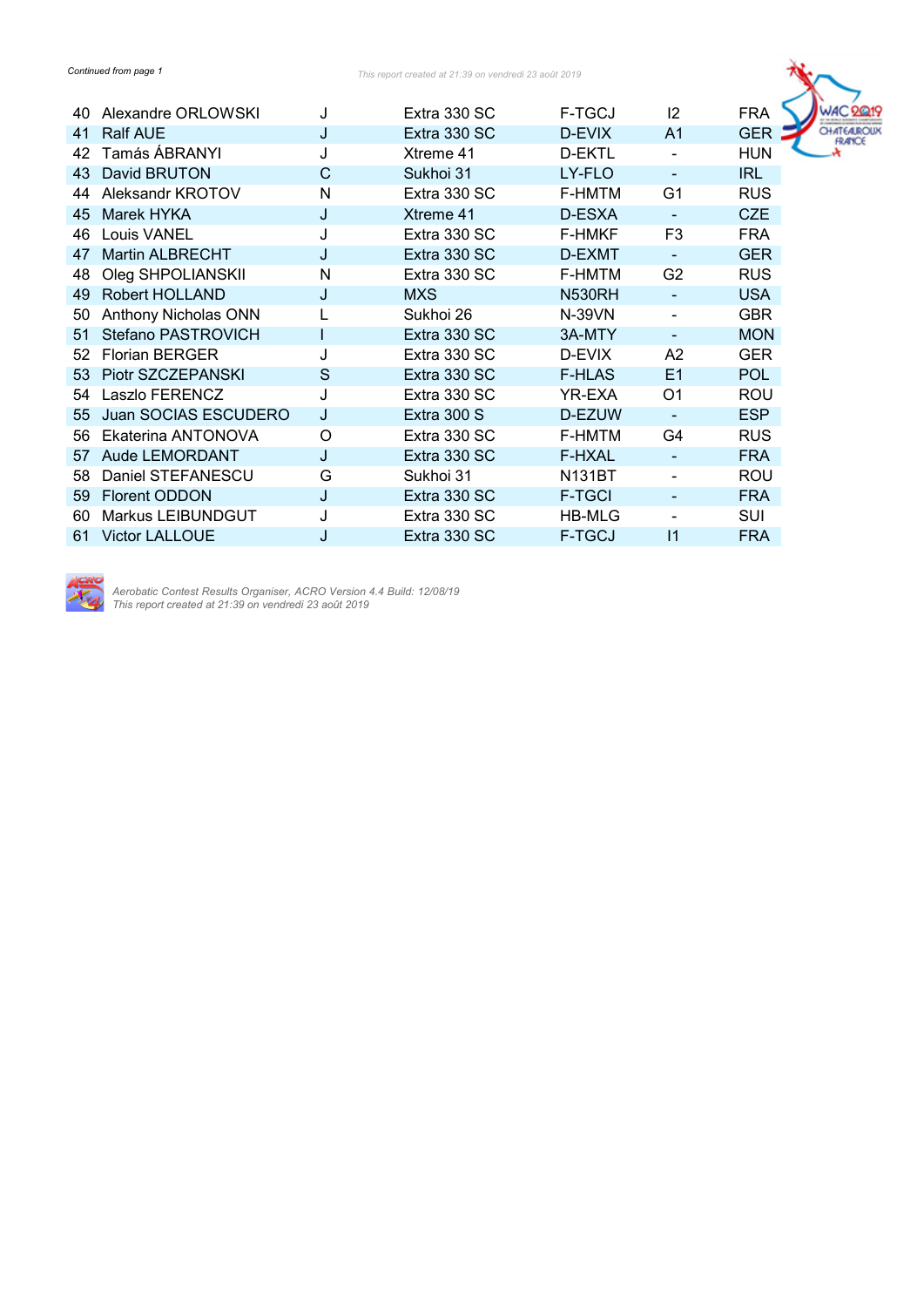*Continued from page 1*

| | | | | | | |
|---|---|---|---|---|---|---|
| 40 | Alexandre ORLOWSKI | J | Extra 330 SC | F-TGCJ | I2 | FRA |
| 41 | Ralf AUE | J | Extra 330 SC | D-EVIX | A1 | GER |
| 42 | Tamás ÁBRANYI | J | Xtreme 41 | D-EKTL | - | HUN |
| 43 | David BRUTON | C | Sukhoi 31 | LY-FLO | - | IRL |
| 44 | Aleksandr KROTOV | N | Extra 330 SC | F-HMTM | G1 | RUS |
| 45 | Marek HYKA | J | Xtreme 41 | D-ESXA | - | CZE |
| 46 | Louis VANEL | J | Extra 330 SC | F-HMKF | F3 | FRA |
| 47 | Martin ALBRECHT | J | Extra 330 SC | D-EXMT | - | GER |
| 48 | Oleg SHPOLIANSKII | N | Extra 330 SC | F-HMTM | G2 | RUS |
| 49 | Robert HOLLAND | J | MXS | N530RH | - | USA |
| 50 | Anthony Nicholas ONN | L | Sukhoi 26 | N-39VN | - | GBR |
| 51 | Stefano PASTROVICH | I | Extra 330 SC | 3A-MTY | - | MON |
| 52 | Florian BERGER | J | Extra 330 SC | D-EVIX | A2 | GER |
| 53 | Piotr SZCZEPANSKI | S | Extra 330 SC | F-HLAS | E1 | POL |
| 54 | Laszlo FERENCZ | J | Extra 330 SC | YR-EXA | O1 | ROU |
| 55 | Juan SOCIAS ESCUDERO | J | Extra 300 S | D-EZUW | - | ESP |
| 56 | Ekaterina ANTONOVA | O | Extra 330 SC | F-HMTM | G4 | RUS |
| 57 | Aude LEMORDANT | J | Extra 330 SC | F-HXAL | - | FRA |
| 58 | Daniel STEFANESCU | G | Sukhoi 31 | N131BT | - | ROU |
| 59 | Florent ODDON | J | Extra 330 SC | F-TGCI | - | FRA |
| 60 | Markus LEIBUNDGUT | J | Extra 330 SC | HB-MLG | - | SUI |
| 61 | Victor LALLOUE | J | Extra 330 SC | F-TGCJ | I1 | FRA |

*Aerobatic Contest Results Organiser, ACRO Version 4.4 Build: 12/08/19*
*This report created at 21:39 on vendredi 23 août 2019*